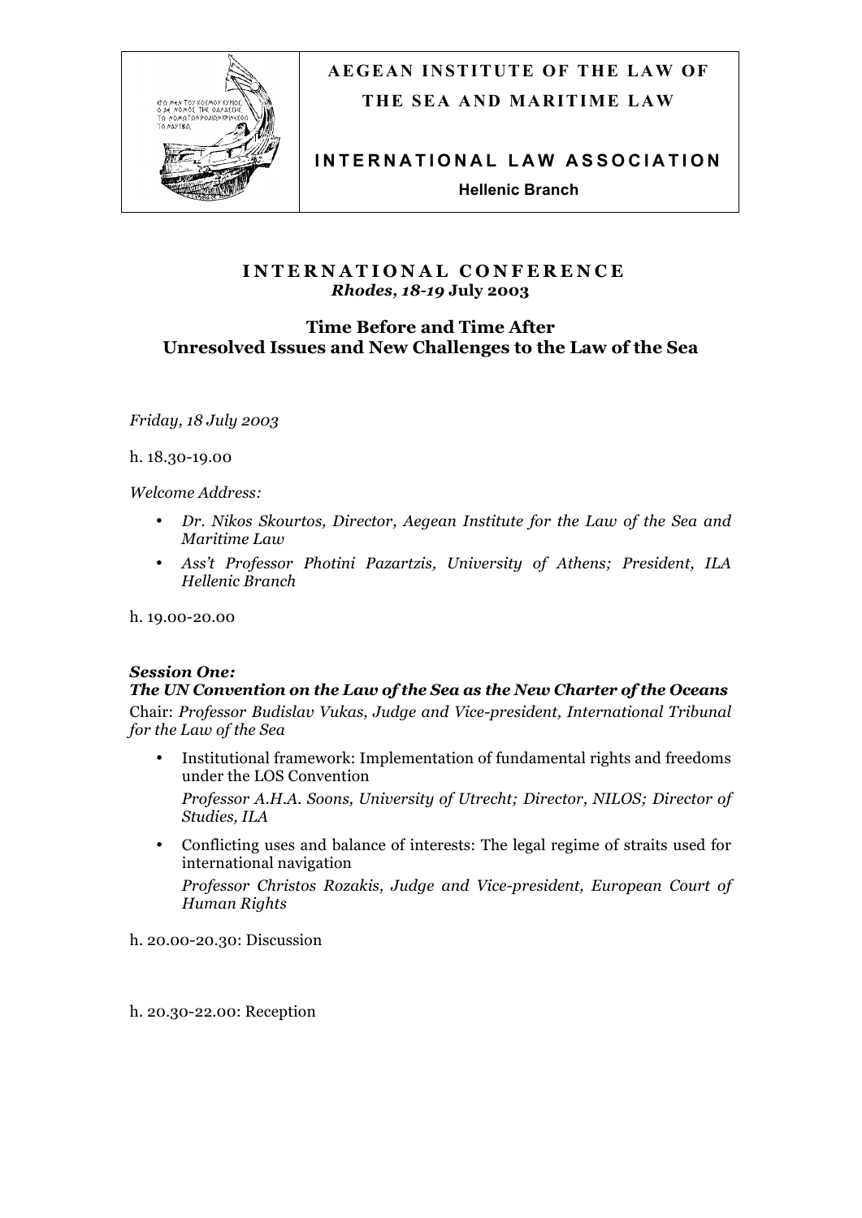**AEGEAN INSTITUTE OF THE LAW OF THE SEA AND MARITIME LAW**

**INTERNATIONAL LAW ASSOCIATION**

**Hellenic Branch**

# INTERNATIONAL CONFERENCE

***Rhodes*, *18-19* July 2003**

## Time Before and Time After
## Unresolved Issues and New Challenges to the Law of the Sea

*Friday, 18 July 2003*

h. 18.30-19.00

*Welcome Address:*

- *Dr. Nikos Skourtos, Director, Aegean Institute for the Law of the Sea and Maritime Law*
- *Ass't Professor Photini Pazartzis, University of Athens; President, ILA Hellenic Branch*

h. 19.00-20.00

***Session One:***
***The UN Convention on the Law of the Sea as the New Charter of the Oceans***
Chair: *Professor Budislav Vukas, Judge and Vice-president, International Tribunal for the Law of the Sea*

- Institutional framework: Implementation of fundamental rights and freedoms under the LOS Convention
  *Professor A.H.A. Soons, University of Utrecht; Director, NILOS; Director of Studies, ILA*
- Conflicting uses and balance of interests: The legal regime of straits used for international navigation
  *Professor Christos Rozakis, Judge and Vice-president, European Court of Human Rights*

h. 20.00-20.30: Discussion

h. 20.30-22.00: Reception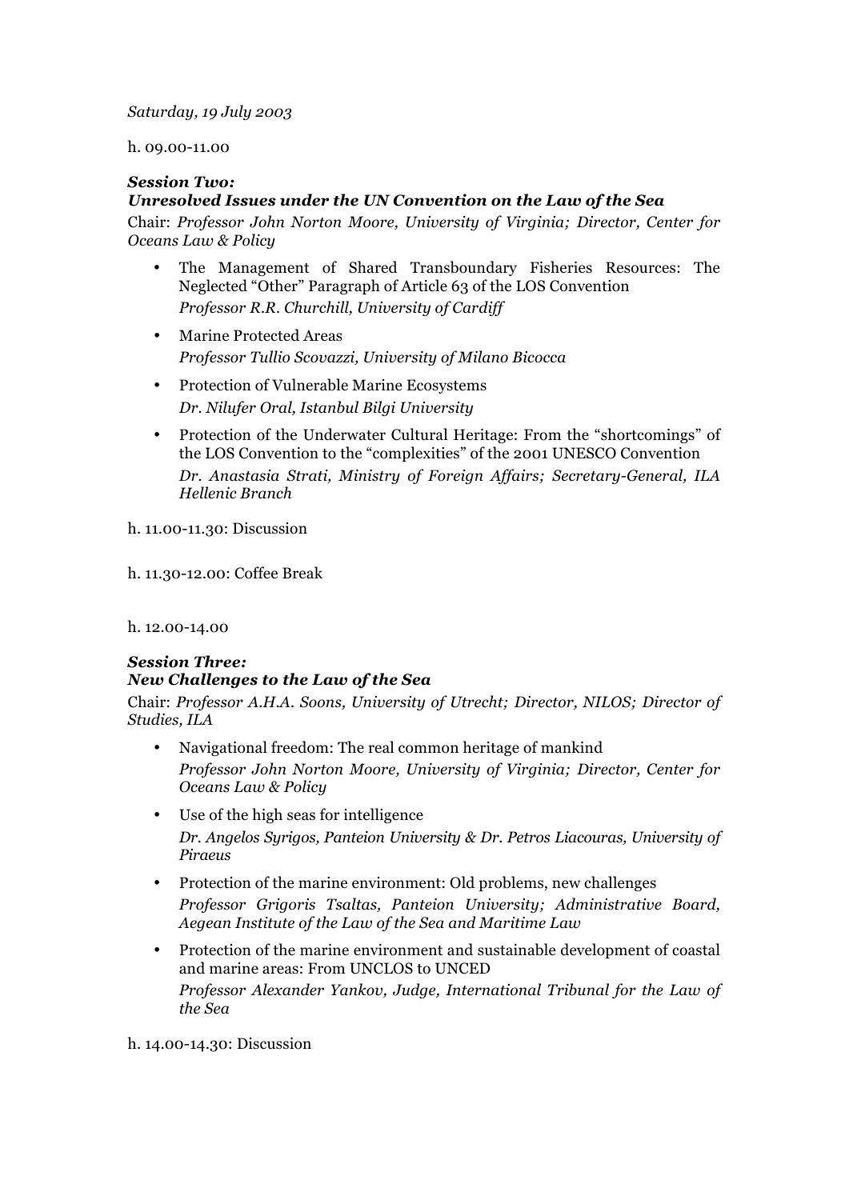*Saturday, 19 July 2003*

h. 09.00-11.00

***Session Two:***
***Unresolved Issues under the UN Convention on the Law of the Sea***

Chair: *Professor John Norton Moore, University of Virginia; Director, Center for Oceans Law & Policy*

- The Management of Shared Transboundary Fisheries Resources: The Neglected "Other" Paragraph of Article 63 of the LOS Convention
  *Professor R.R. Churchill, University of Cardiff*
- Marine Protected Areas
  *Professor Tullio Scovazzi, University of Milano Bicocca*
- Protection of Vulnerable Marine Ecosystems
  *Dr. Nilufer Oral, Istanbul Bilgi University*
- Protection of the Underwater Cultural Heritage: From the "shortcomings" of the LOS Convention to the "complexities" of the 2001 UNESCO Convention
  *Dr. Anastasia Strati, Ministry of Foreign Affairs; Secretary-General, ILA Hellenic Branch*

h. 11.00-11.30: Discussion

h. 11.30-12.00: Coffee Break

h. 12.00-14.00

***Session Three:***
***New Challenges to the Law of the Sea***

Chair: *Professor A.H.A. Soons, University of Utrecht; Director, NILOS; Director of Studies, ILA*

- Navigational freedom: The real common heritage of mankind
  *Professor John Norton Moore, University of Virginia; Director, Center for Oceans Law & Policy*
- Use of the high seas for intelligence
  *Dr. Angelos Syrigos, Panteion University & Dr. Petros Liacouras, University of Piraeus*
- Protection of the marine environment: Old problems, new challenges
  *Professor Grigoris Tsaltas, Panteion University; Administrative Board, Aegean Institute of the Law of the Sea and Maritime Law*
- Protection of the marine environment and sustainable development of coastal and marine areas: From UNCLOS to UNCED
  *Professor Alexander Yankov, Judge, International Tribunal for the Law of the Sea*

h. 14.00-14.30: Discussion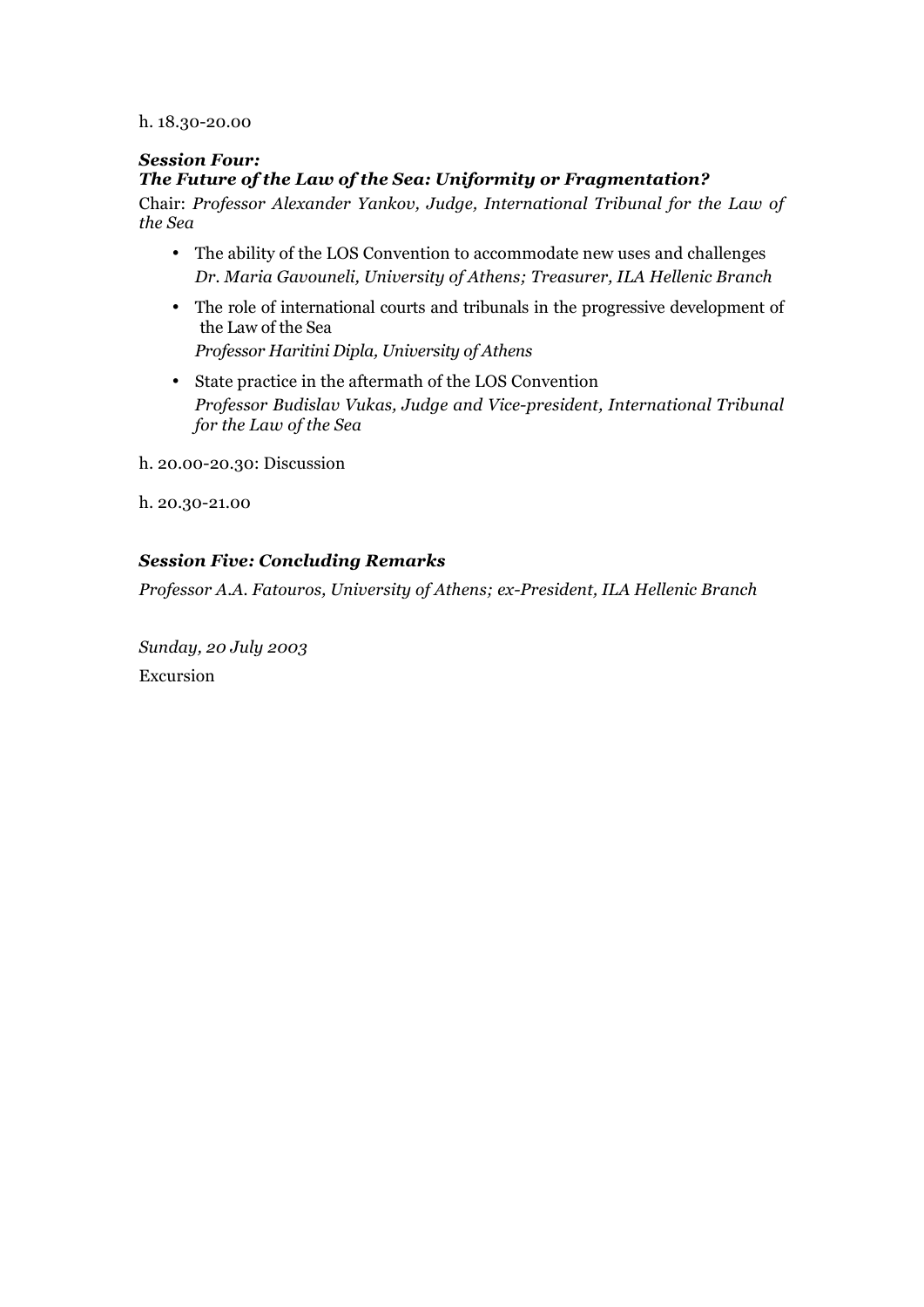h. 18.30-20.00

***Session Four:***
***The Future of the Law of the Sea: Uniformity or Fragmentation?***

Chair: *Professor Alexander Yankov, Judge, International Tribunal for the Law of the Sea*

- The ability of the LOS Convention to accommodate new uses and challenges
  *Dr. Maria Gavouneli, University of Athens; Treasurer, ILA Hellenic Branch*
- The role of international courts and tribunals in the progressive development of the Law of the Sea
  *Professor Haritini Dipla, University of Athens*
- State practice in the aftermath of the LOS Convention
  *Professor Budislav Vukas, Judge and Vice-president, International Tribunal for the Law of the Sea*

h. 20.00-20.30: Discussion

h. 20.30-21.00

***Session Five: Concluding Remarks***

*Professor A.A. Fatouros, University of Athens; ex-President, ILA Hellenic Branch*

*Sunday, 20 July 2003*

Excursion